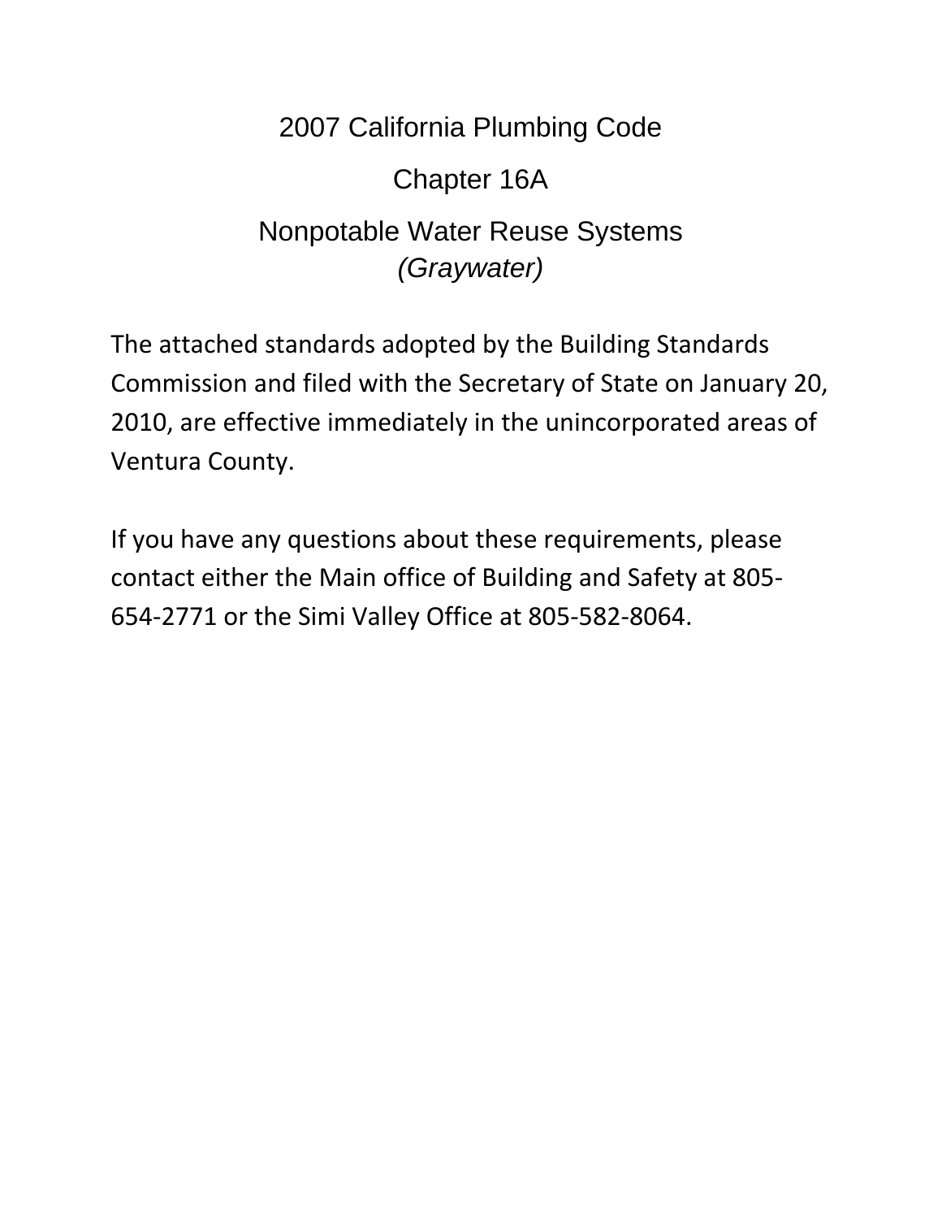# 2007 California Plumbing Code

# Chapter 16A

# Nonpotable Water Reuse Systems
## *(Graywater)*

The attached standards adopted by the Building Standards Commission and filed with the Secretary of State on January 20, 2010, are effective immediately in the unincorporated areas of Ventura County.

If you have any questions about these requirements, please contact either the Main office of Building and Safety at 805-654-2771 or the Simi Valley Office at 805-582-8064.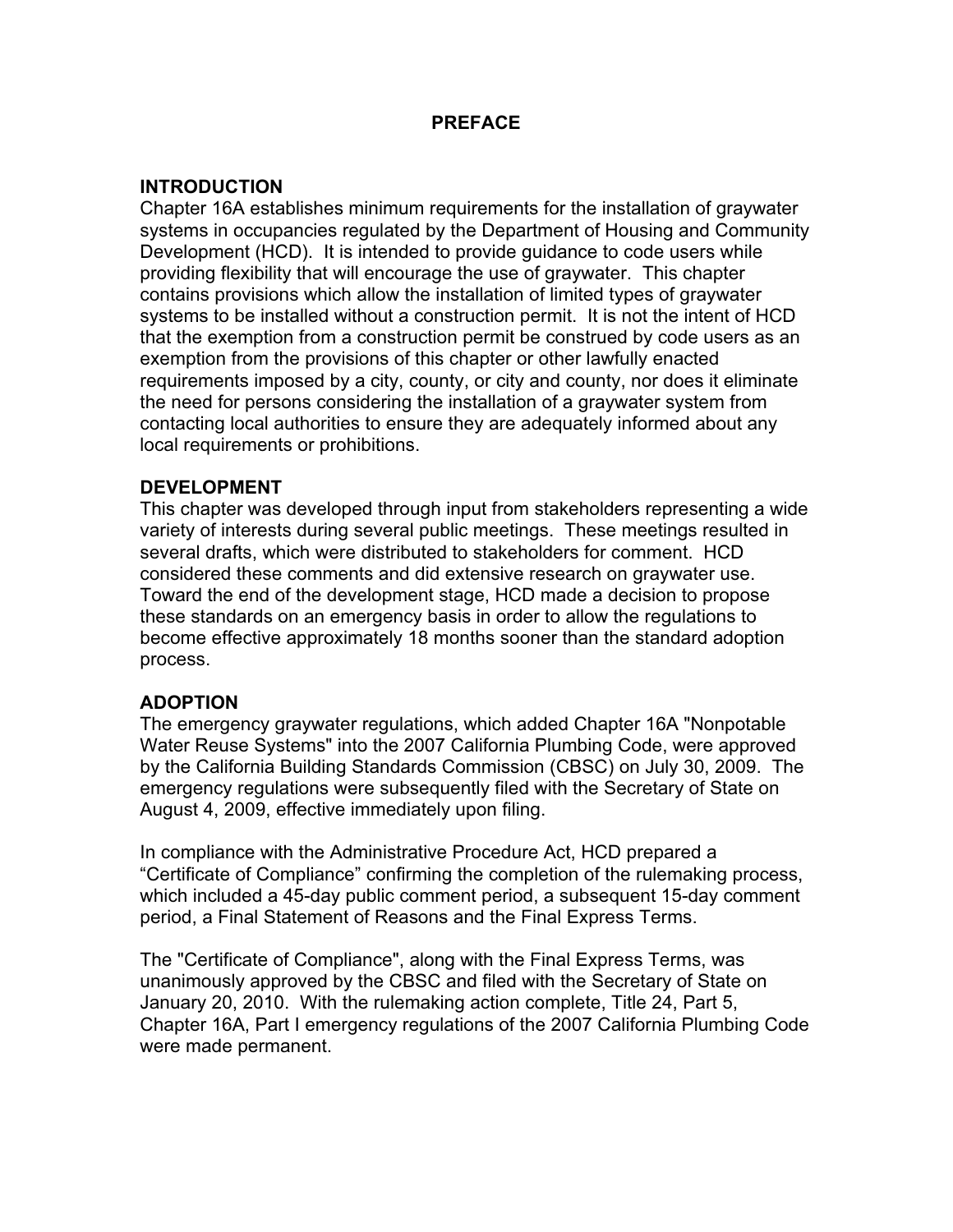# PREFACE

## INTRODUCTION

Chapter 16A establishes minimum requirements for the installation of graywater systems in occupancies regulated by the Department of Housing and Community Development (HCD). It is intended to provide guidance to code users while providing flexibility that will encourage the use of graywater. This chapter contains provisions which allow the installation of limited types of graywater systems to be installed without a construction permit. It is not the intent of HCD that the exemption from a construction permit be construed by code users as an exemption from the provisions of this chapter or other lawfully enacted requirements imposed by a city, county, or city and county, nor does it eliminate the need for persons considering the installation of a graywater system from contacting local authorities to ensure they are adequately informed about any local requirements or prohibitions.

## DEVELOPMENT

This chapter was developed through input from stakeholders representing a wide variety of interests during several public meetings. These meetings resulted in several drafts, which were distributed to stakeholders for comment. HCD considered these comments and did extensive research on graywater use. Toward the end of the development stage, HCD made a decision to propose these standards on an emergency basis in order to allow the regulations to become effective approximately 18 months sooner than the standard adoption process.

## ADOPTION

The emergency graywater regulations, which added Chapter 16A "Nonpotable Water Reuse Systems" into the 2007 California Plumbing Code, were approved by the California Building Standards Commission (CBSC) on July 30, 2009. The emergency regulations were subsequently filed with the Secretary of State on August 4, 2009, effective immediately upon filing.

In compliance with the Administrative Procedure Act, HCD prepared a "Certificate of Compliance" confirming the completion of the rulemaking process, which included a 45-day public comment period, a subsequent 15-day comment period, a Final Statement of Reasons and the Final Express Terms.

The "Certificate of Compliance", along with the Final Express Terms, was unanimously approved by the CBSC and filed with the Secretary of State on January 20, 2010. With the rulemaking action complete, Title 24, Part 5, Chapter 16A, Part I emergency regulations of the 2007 California Plumbing Code were made permanent.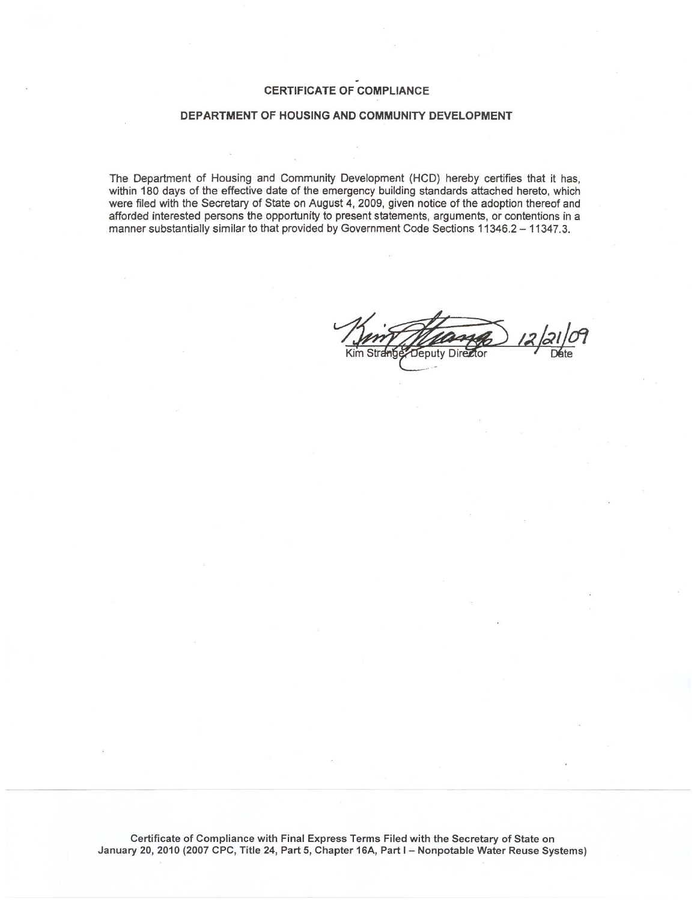# CERTIFICATE OF COMPLIANCE

## DEPARTMENT OF HOUSING AND COMMUNITY DEVELOPMENT

The Department of Housing and Community Development (HCD) hereby certifies that it has, within 180 days of the effective date of the emergency building standards attached hereto, which were filed with the Secretary of State on August 4, 2009, given notice of the adoption thereof and afforded interested persons the opportunity to present statements, arguments, or contentions in a manner substantially similar to that provided by Government Code Sections 11346.2 – 11347.3.

Kim Strange, Deputy Director 12/21/09
Date

**Certificate of Compliance with Final Express Terms Filed with the Secretary of State on January 20, 2010 (2007 CPC, Title 24, Part 5, Chapter 16A, Part I – Nonpotable Water Reuse Systems)**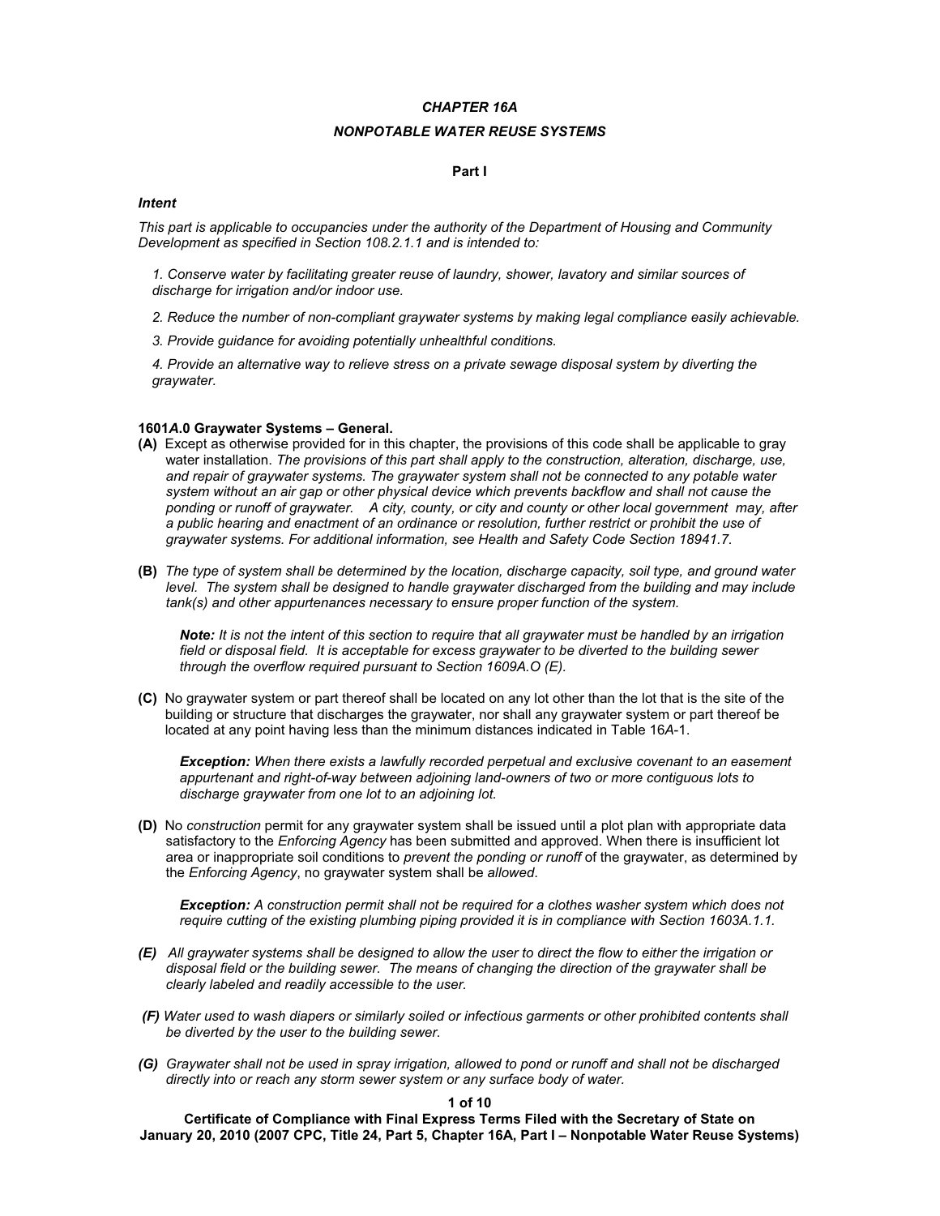## *CHAPTER 16A*

## *NONPOTABLE WATER REUSE SYSTEMS*

**Part I**

***Intent***

*This part is applicable to occupancies under the authority of the Department of Housing and Community Development as specified in Section 108.2.1.1 and is intended to:*

*1. Conserve water by facilitating greater reuse of laundry, shower, lavatory and similar sources of discharge for irrigation and/or indoor use.*

*2. Reduce the number of non-compliant graywater systems by making legal compliance easily achievable.*

*3. Provide guidance for avoiding potentially unhealthful conditions.*

*4. Provide an alternative way to relieve stress on a private sewage disposal system by diverting the graywater.*

**1601*A*.0 Graywater Systems – General.**

**(A)** Except as otherwise provided for in this chapter, the provisions of this code shall be applicable to gray water installation. *The provisions of this part shall apply to the construction, alteration, discharge, use, and repair of graywater systems. The graywater system shall not be connected to any potable water system without an air gap or other physical device which prevents backflow and shall not cause the ponding or runoff of graywater. A city, county, or city and county or other local government may, after a public hearing and enactment of an ordinance or resolution, further restrict or prohibit the use of graywater systems. For additional information, see Health and Safety Code Section 18941.7.*

**(B)** *The type of system shall be determined by the location, discharge capacity, soil type, and ground water level. The system shall be designed to handle graywater discharged from the building and may include tank(s) and other appurtenances necessary to ensure proper function of the system.*

> ***Note:*** *It is not the intent of this section to require that all graywater must be handled by an irrigation field or disposal field. It is acceptable for excess graywater to be diverted to the building sewer through the overflow required pursuant to Section 1609A.O (E).*

**(C)** No graywater system or part thereof shall be located on any lot other than the lot that is the site of the building or structure that discharges the graywater, nor shall any graywater system or part thereof be located at any point having less than the minimum distances indicated in Table 16*A*-1.

> ***Exception:*** *When there exists a lawfully recorded perpetual and exclusive covenant to an easement appurtenant and right-of-way between adjoining land-owners of two or more contiguous lots to discharge graywater from one lot to an adjoining lot.*

**(D)** No *construction* permit for any graywater system shall be issued until a plot plan with appropriate data satisfactory to the *Enforcing Agency* has been submitted and approved. When there is insufficient lot area or inappropriate soil conditions to *prevent the ponding or runoff* of the graywater, as determined by the *Enforcing Agency*, no graywater system shall be *allowed*.

> ***Exception:*** *A construction permit shall not be required for a clothes washer system which does not require cutting of the existing plumbing piping provided it is in compliance with Section 1603A.1.1.*

***(E)*** *All graywater systems shall be designed to allow the user to direct the flow to either the irrigation or disposal field or the building sewer. The means of changing the direction of the graywater shall be clearly labeled and readily accessible to the user.*

***(F)*** *Water used to wash diapers or similarly soiled or infectious garments or other prohibited contents shall be diverted by the user to the building sewer.*

***(G)*** *Graywater shall not be used in spray irrigation, allowed to pond or runoff and shall not be discharged directly into or reach any storm sewer system or any surface body of water.*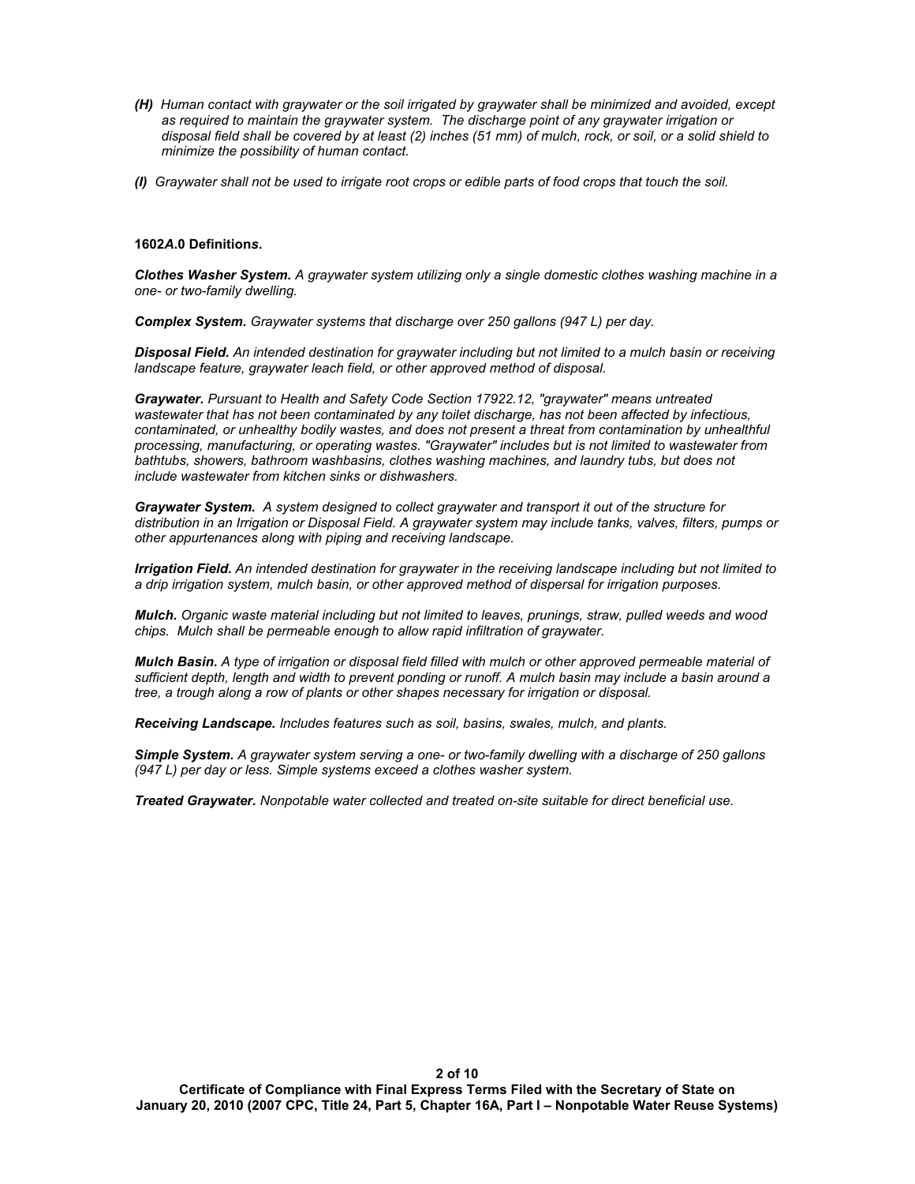*(H)* *Human contact with graywater or the soil irrigated by graywater shall be minimized and avoided, except as required to maintain the graywater system. The discharge point of any graywater irrigation or disposal field shall be covered by at least (2) inches (51 mm) of mulch, rock, or soil, or a solid shield to minimize the possibility of human contact.*

*(I)* *Graywater shall not be used to irrigate root crops or edible parts of food crops that touch the soil.*

**1602*A*.0 Definitions.**

***Clothes Washer System.*** *A graywater system utilizing only a single domestic clothes washing machine in a one- or two-family dwelling.*

***Complex System.*** *Graywater systems that discharge over 250 gallons (947 L) per day.*

***Disposal Field.*** *An intended destination for graywater including but not limited to a mulch basin or receiving landscape feature, graywater leach field, or other approved method of disposal.*

***Graywater.*** *Pursuant to Health and Safety Code Section 17922.12, "graywater" means untreated wastewater that has not been contaminated by any toilet discharge, has not been affected by infectious, contaminated, or unhealthy bodily wastes, and does not present a threat from contamination by unhealthful processing, manufacturing, or operating wastes. "Graywater" includes but is not limited to wastewater from bathtubs, showers, bathroom washbasins, clothes washing machines, and laundry tubs, but does not include wastewater from kitchen sinks or dishwashers.*

***Graywater System.*** *A system designed to collect graywater and transport it out of the structure for distribution in an Irrigation or Disposal Field. A graywater system may include tanks, valves, filters, pumps or other appurtenances along with piping and receiving landscape.*

***Irrigation Field.*** *An intended destination for graywater in the receiving landscape including but not limited to a drip irrigation system, mulch basin, or other approved method of dispersal for irrigation purposes.*

***Mulch.*** *Organic waste material including but not limited to leaves, prunings, straw, pulled weeds and wood chips. Mulch shall be permeable enough to allow rapid infiltration of graywater.*

***Mulch Basin.*** *A type of irrigation or disposal field filled with mulch or other approved permeable material of sufficient depth, length and width to prevent ponding or runoff. A mulch basin may include a basin around a tree, a trough along a row of plants or other shapes necessary for irrigation or disposal.*

***Receiving Landscape.*** *Includes features such as soil, basins, swales, mulch, and plants.*

***Simple System.*** *A graywater system serving a one- or two-family dwelling with a discharge of 250 gallons (947 L) per day or less. Simple systems exceed a clothes washer system.*

***Treated Graywater.*** *Nonpotable water collected and treated on-site suitable for direct beneficial use.*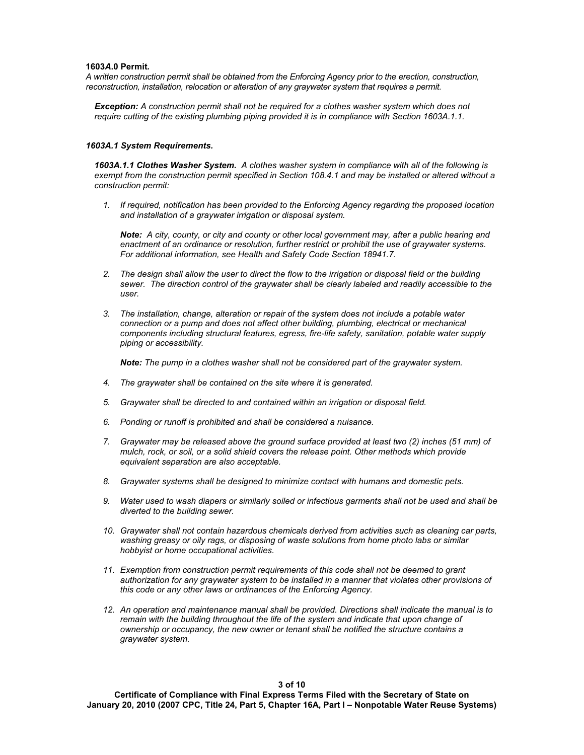**1603*A*.0 Permit.**
*A written construction permit shall be obtained from the Enforcing Agency prior to the erection, construction, reconstruction, installation, relocation or alteration of any graywater system that requires a permit.*

> ***Exception:*** *A construction permit shall not be required for a clothes washer system which does not require cutting of the existing plumbing piping provided it is in compliance with Section 1603A.1.1.*

***1603A.1 System Requirements.***

***1603A.1.1 Clothes Washer System.*** *A clothes washer system in compliance with all of the following is exempt from the construction permit specified in Section 108.4.1 and may be installed or altered without a construction permit:*

1. *If required, notification has been provided to the Enforcing Agency regarding the proposed location and installation of a graywater irrigation or disposal system.*

   ***Note:*** *A city, county, or city and county or other local government may, after a public hearing and enactment of an ordinance or resolution, further restrict or prohibit the use of graywater systems. For additional information, see Health and Safety Code Section 18941.7.*

2. *The design shall allow the user to direct the flow to the irrigation or disposal field or the building sewer. The direction control of the graywater shall be clearly labeled and readily accessible to the user.*

3. *The installation, change, alteration or repair of the system does not include a potable water connection or a pump and does not affect other building, plumbing, electrical or mechanical components including structural features, egress, fire-life safety, sanitation, potable water supply piping or accessibility.*

   ***Note:*** *The pump in a clothes washer shall not be considered part of the graywater system.*

4. *The graywater shall be contained on the site where it is generated.*

5. *Graywater shall be directed to and contained within an irrigation or disposal field.*

6. *Ponding or runoff is prohibited and shall be considered a nuisance.*

7. *Graywater may be released above the ground surface provided at least two (2) inches (51 mm) of mulch, rock, or soil, or a solid shield covers the release point. Other methods which provide equivalent separation are also acceptable.*

8. *Graywater systems shall be designed to minimize contact with humans and domestic pets.*

9. *Water used to wash diapers or similarly soiled or infectious garments shall not be used and shall be diverted to the building sewer.*

10. *Graywater shall not contain hazardous chemicals derived from activities such as cleaning car parts, washing greasy or oily rags, or disposing of waste solutions from home photo labs or similar hobbyist or home occupational activities.*

11. *Exemption from construction permit requirements of this code shall not be deemed to grant authorization for any graywater system to be installed in a manner that violates other provisions of this code or any other laws or ordinances of the Enforcing Agency.*

12. *An operation and maintenance manual shall be provided. Directions shall indicate the manual is to remain with the building throughout the life of the system and indicate that upon change of ownership or occupancy, the new owner or tenant shall be notified the structure contains a graywater system.*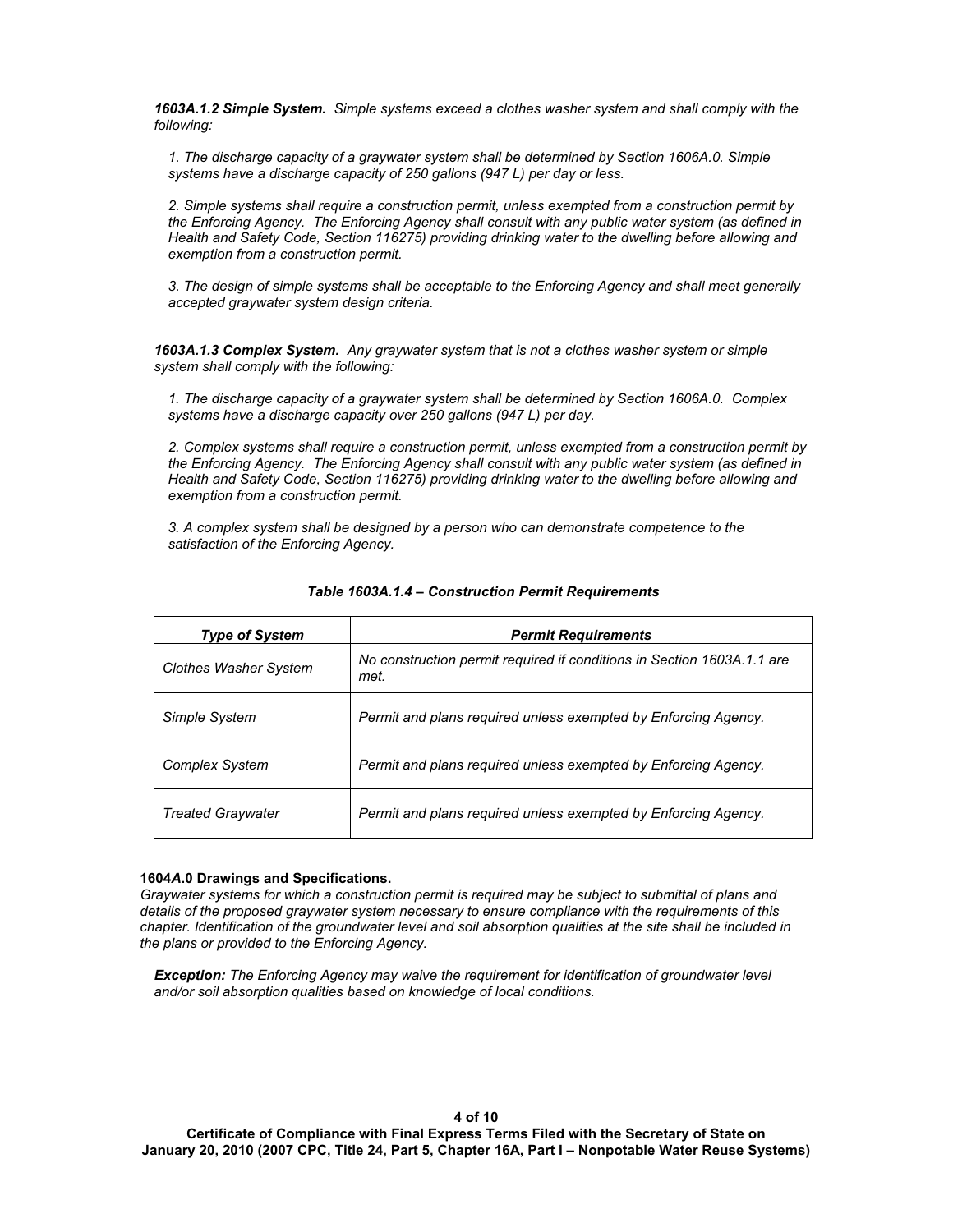***1603A.1.2 Simple System.*** *Simple systems exceed a clothes washer system and shall comply with the following:*

*1. The discharge capacity of a graywater system shall be determined by Section 1606A.0. Simple systems have a discharge capacity of 250 gallons (947 L) per day or less.*

*2. Simple systems shall require a construction permit, unless exempted from a construction permit by the Enforcing Agency. The Enforcing Agency shall consult with any public water system (as defined in Health and Safety Code, Section 116275) providing drinking water to the dwelling before allowing and exemption from a construction permit.*

*3. The design of simple systems shall be acceptable to the Enforcing Agency and shall meet generally accepted graywater system design criteria.*

***1603A.1.3 Complex System.*** *Any graywater system that is not a clothes washer system or simple system shall comply with the following:*

*1. The discharge capacity of a graywater system shall be determined by Section 1606A.0. Complex systems have a discharge capacity over 250 gallons (947 L) per day.*

*2. Complex systems shall require a construction permit, unless exempted from a construction permit by the Enforcing Agency. The Enforcing Agency shall consult with any public water system (as defined in Health and Safety Code, Section 116275) providing drinking water to the dwelling before allowing and exemption from a construction permit.*

*3. A complex system shall be designed by a person who can demonstrate competence to the satisfaction of the Enforcing Agency.*

***Table 1603A.1.4 – Construction Permit Requirements***

| ***Type of System*** | ***Permit Requirements*** |
|---|---|
| *Clothes Washer System* | *No construction permit required if conditions in Section 1603A.1.1 are met.* |
| *Simple System* | *Permit and plans required unless exempted by Enforcing Agency.* |
| *Complex System* | *Permit and plans required unless exempted by Enforcing Agency.* |
| *Treated Graywater* | *Permit and plans required unless exempted by Enforcing Agency.* |

**1604*A*.0 Drawings and Specifications.**
*Graywater systems for which a construction permit is required may be subject to submittal of plans and details of the proposed graywater system necessary to ensure compliance with the requirements of this chapter. Identification of the groundwater level and soil absorption qualities at the site shall be included in the plans or provided to the Enforcing Agency.*

***Exception:*** *The Enforcing Agency may waive the requirement for identification of groundwater level and/or soil absorption qualities based on knowledge of local conditions.*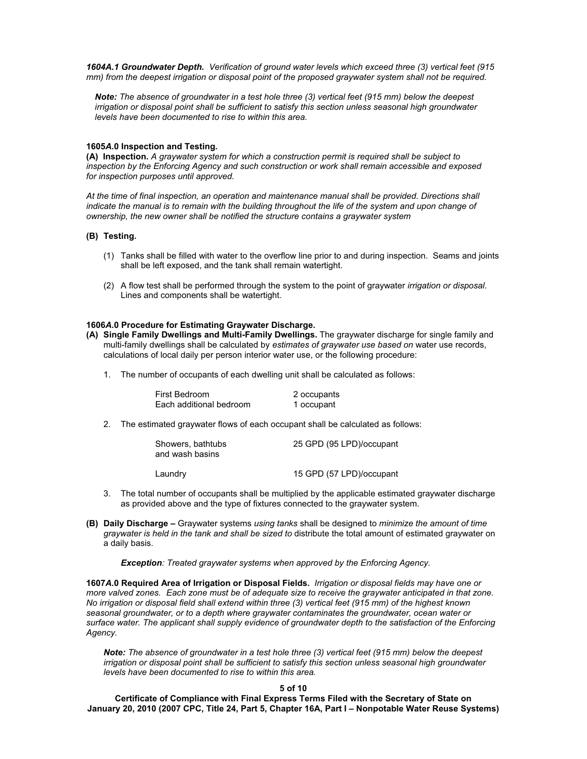***1604A.1 Groundwater Depth.*** *Verification of ground water levels which exceed three (3) vertical feet (915 mm) from the deepest irrigation or disposal point of the proposed graywater system shall not be required.*

> ***Note:*** *The absence of groundwater in a test hole three (3) vertical feet (915 mm) below the deepest irrigation or disposal point shall be sufficient to satisfy this section unless seasonal high groundwater levels have been documented to rise to within this area.*

**1605*A*.0 Inspection and Testing.**

**(A) Inspection.** *A graywater system for which a construction permit is required shall be subject to inspection by the Enforcing Agency and such construction or work shall remain accessible and exposed for inspection purposes until approved.*

*At the time of final inspection, an operation and maintenance manual shall be provided. Directions shall indicate the manual is to remain with the building throughout the life of the system and upon change of ownership, the new owner shall be notified the structure contains a graywater system*

**(B) Testing.**

(1) Tanks shall be filled with water to the overflow line prior to and during inspection. Seams and joints shall be left exposed, and the tank shall remain watertight.

(2) A flow test shall be performed through the system to the point of graywater *irrigation or disposal*. Lines and components shall be watertight.

**1606*A*.0 Procedure for Estimating Graywater Discharge.**

**(A) Single Family Dwellings and Multi-Family Dwellings.** The graywater discharge for single family and multi-family dwellings shall be calculated by *estimates of graywater use based on* water use records, calculations of local daily per person interior water use, or the following procedure:

1. The number of occupants of each dwelling unit shall be calculated as follows:

| | |
|---|---|
| First Bedroom | 2 occupants |
| Each additional bedroom | 1 occupant |

2. The estimated graywater flows of each occupant shall be calculated as follows:

| | |
|---|---|
| Showers, bathtubs and wash basins | 25 GPD (95 LPD)/occupant |
| Laundry | 15 GPD (57 LPD)/occupant |

3. The total number of occupants shall be multiplied by the applicable estimated graywater discharge as provided above and the type of fixtures connected to the graywater system.

**(B) Daily Discharge –** Graywater systems *using tanks* shall be designed to *minimize the amount of time graywater is held in the tank and shall be sized to* distribute the total amount of estimated graywater on a daily basis.

> ***Exception****: Treated graywater systems when approved by the Enforcing Agency.*

**1607*A*.0 Required Area of Irrigation or Disposal Fields.** *Irrigation or disposal fields may have one or more valved zones. Each zone must be of adequate size to receive the graywater anticipated in that zone. No irrigation or disposal field shall extend within three (3) vertical feet (915 mm) of the highest known seasonal groundwater, or to a depth where graywater contaminates the groundwater, ocean water or surface water. The applicant shall supply evidence of groundwater depth to the satisfaction of the Enforcing Agency.*

> ***Note:*** *The absence of groundwater in a test hole three (3) vertical feet (915 mm) below the deepest irrigation or disposal point shall be sufficient to satisfy this section unless seasonal high groundwater levels have been documented to rise to within this area.*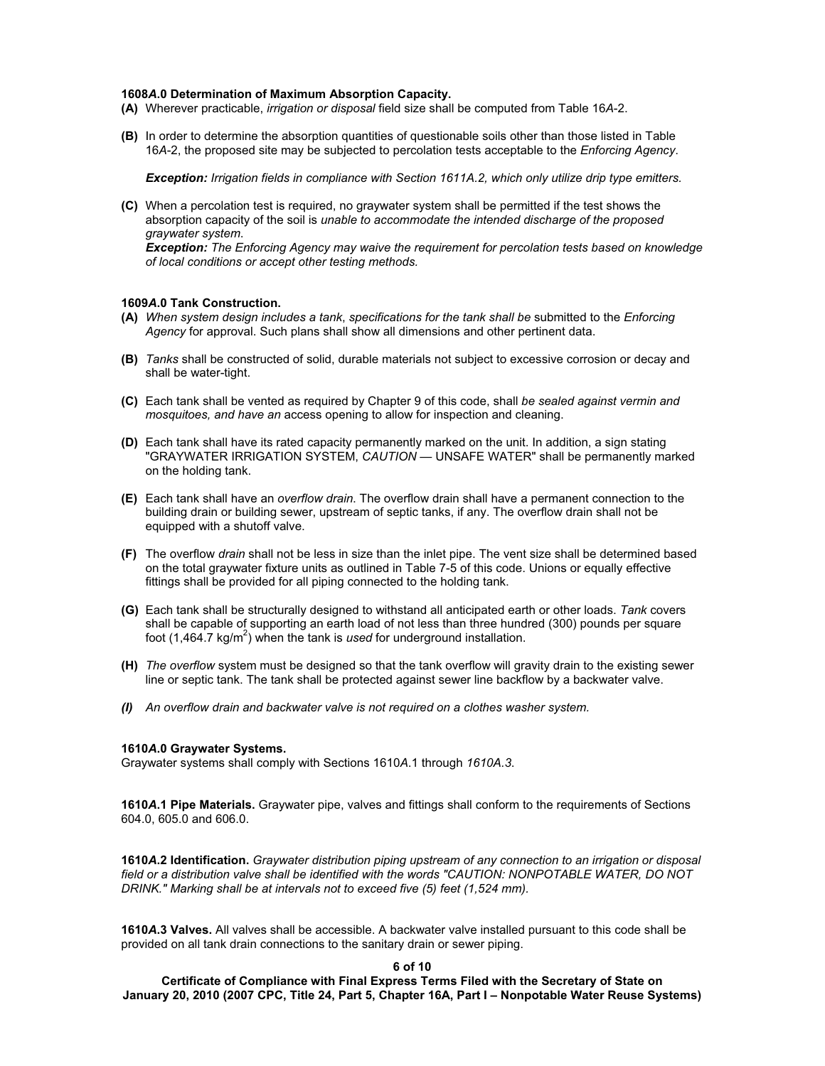**1608*A*.0 Determination of Maximum Absorption Capacity.**

**(A)** Wherever practicable, *irrigation or disposal* field size shall be computed from Table 16*A*-2.

**(B)** In order to determine the absorption quantities of questionable soils other than those listed in Table 16*A*-2, the proposed site may be subjected to percolation tests acceptable to the *Enforcing Agency*.

***Exception:*** *Irrigation fields in compliance with Section 1611A.2, which only utilize drip type emitters.*

**(C)** When a percolation test is required, no graywater system shall be permitted if the test shows the absorption capacity of the soil is *unable to accommodate the intended discharge of the proposed graywater system*.
***Exception:*** *The Enforcing Agency may waive the requirement for percolation tests based on knowledge of local conditions or accept other testing methods.*

**1609*A*.0 Tank Construction.**

**(A)** *When system design includes a tank*, *specifications for the tank shall be* submitted to the *Enforcing Agency* for approval. Such plans shall show all dimensions and other pertinent data.

**(B)** *Tanks* shall be constructed of solid, durable materials not subject to excessive corrosion or decay and shall be water-tight.

**(C)** Each tank shall be vented as required by Chapter 9 of this code, shall *be sealed against vermin and mosquitoes, and have an* access opening to allow for inspection and cleaning.

**(D)** Each tank shall have its rated capacity permanently marked on the unit. In addition, a sign stating "GRAYWATER IRRIGATION SYSTEM, *CAUTION* — UNSAFE WATER" shall be permanently marked on the holding tank.

**(E)** Each tank shall have an *overflow drain*. The overflow drain shall have a permanent connection to the building drain or building sewer, upstream of septic tanks, if any. The overflow drain shall not be equipped with a shutoff valve.

**(F)** The overflow *drain* shall not be less in size than the inlet pipe. The vent size shall be determined based on the total graywater fixture units as outlined in Table 7-5 of this code. Unions or equally effective fittings shall be provided for all piping connected to the holding tank.

**(G)** Each tank shall be structurally designed to withstand all anticipated earth or other loads. *Tank* covers shall be capable of supporting an earth load of not less than three hundred (300) pounds per square foot (1,464.7 kg/m$^2$) when the tank is *used* for underground installation.

**(H)** *The overflow* system must be designed so that the tank overflow will gravity drain to the existing sewer line or septic tank. The tank shall be protected against sewer line backflow by a backwater valve.

***(I)*** *An overflow drain and backwater valve is not required on a clothes washer system.*

**1610*A*.0 Graywater Systems.**
Graywater systems shall comply with Sections 1610*A*.1 through *1610A.3*.

**1610*A*.1 Pipe Materials.** Graywater pipe, valves and fittings shall conform to the requirements of Sections 604.0, 605.0 and 606.0.

**1610*A*.2 Identification.** *Graywater distribution piping upstream of any connection to an irrigation or disposal field or a distribution valve shall be identified with the words "CAUTION: NONPOTABLE WATER, DO NOT DRINK." Marking shall be at intervals not to exceed five (5) feet (1,524 mm).*

**1610*A*.3 Valves.** All valves shall be accessible. A backwater valve installed pursuant to this code shall be provided on all tank drain connections to the sanitary drain or sewer piping.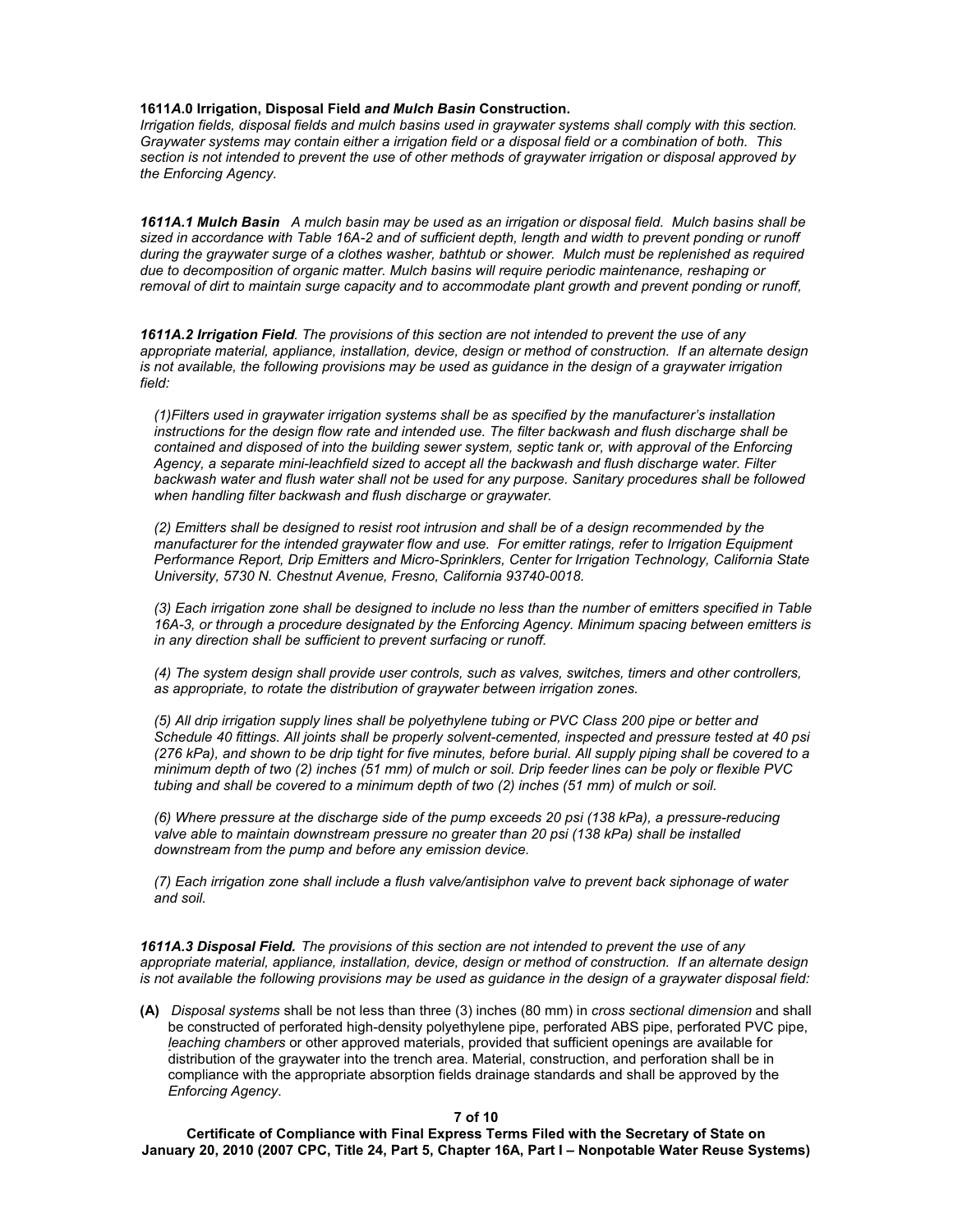**1611*A*.0 Irrigation, Disposal Field *and Mulch Basin* Construction.**
*Irrigation fields, disposal fields and mulch basins used in graywater systems shall comply with this section. Graywater systems may contain either a irrigation field or a disposal field or a combination of both. This section is not intended to prevent the use of other methods of graywater irrigation or disposal approved by the Enforcing Agency.*

***1611A.1 Mulch Basin*** *A mulch basin may be used as an irrigation or disposal field. Mulch basins shall be sized in accordance with Table 16A-2 and of sufficient depth, length and width to prevent ponding or runoff during the graywater surge of a clothes washer, bathtub or shower. Mulch must be replenished as required due to decomposition of organic matter. Mulch basins will require periodic maintenance, reshaping or removal of dirt to maintain surge capacity and to accommodate plant growth and prevent ponding or runoff,*

***1611A.2 Irrigation Field****. The provisions of this section are not intended to prevent the use of any appropriate material, appliance, installation, device, design or method of construction. If an alternate design is not available, the following provisions may be used as guidance in the design of a graywater irrigation field:*

*(1)Filters used in graywater irrigation systems shall be as specified by the manufacturer's installation instructions for the design flow rate and intended use. The filter backwash and flush discharge shall be contained and disposed of into the building sewer system, septic tank or, with approval of the Enforcing Agency, a separate mini-leachfield sized to accept all the backwash and flush discharge water. Filter backwash water and flush water shall not be used for any purpose. Sanitary procedures shall be followed when handling filter backwash and flush discharge or graywater.*

*(2) Emitters shall be designed to resist root intrusion and shall be of a design recommended by the manufacturer for the intended graywater flow and use. For emitter ratings, refer to Irrigation Equipment Performance Report, Drip Emitters and Micro-Sprinklers, Center for Irrigation Technology, California State University, 5730 N. Chestnut Avenue, Fresno, California 93740-0018.*

*(3) Each irrigation zone shall be designed to include no less than the number of emitters specified in Table 16A-3, or through a procedure designated by the Enforcing Agency. Minimum spacing between emitters is in any direction shall be sufficient to prevent surfacing or runoff.*

*(4) The system design shall provide user controls, such as valves, switches, timers and other controllers, as appropriate, to rotate the distribution of graywater between irrigation zones.*

*(5) All drip irrigation supply lines shall be polyethylene tubing or PVC Class 200 pipe or better and Schedule 40 fittings. All joints shall be properly solvent-cemented, inspected and pressure tested at 40 psi (276 kPa), and shown to be drip tight for five minutes, before burial. All supply piping shall be covered to a minimum depth of two (2) inches (51 mm) of mulch or soil. Drip feeder lines can be poly or flexible PVC tubing and shall be covered to a minimum depth of two (2) inches (51 mm) of mulch or soil.*

*(6) Where pressure at the discharge side of the pump exceeds 20 psi (138 kPa), a pressure-reducing valve able to maintain downstream pressure no greater than 20 psi (138 kPa) shall be installed downstream from the pump and before any emission device.*

*(7) Each irrigation zone shall include a flush valve/antisiphon valve to prevent back siphonage of water and soil.*

***1611A.3 Disposal Field.*** *The provisions of this section are not intended to prevent the use of any appropriate material, appliance, installation, device, design or method of construction. If an alternate design is not available the following provisions may be used as guidance in the design of a graywater disposal field:*

**(A)** *Disposal systems* shall be not less than three (3) inches (80 mm) in *cross sectional dimension* and shall be constructed of perforated high-density polyethylene pipe, perforated ABS pipe, perforated PVC pipe, *leaching chambers* or other approved materials, provided that sufficient openings are available for distribution of the graywater into the trench area. Material, construction, and perforation shall be in compliance with the appropriate absorption fields drainage standards and shall be approved by the *Enforcing Agency*.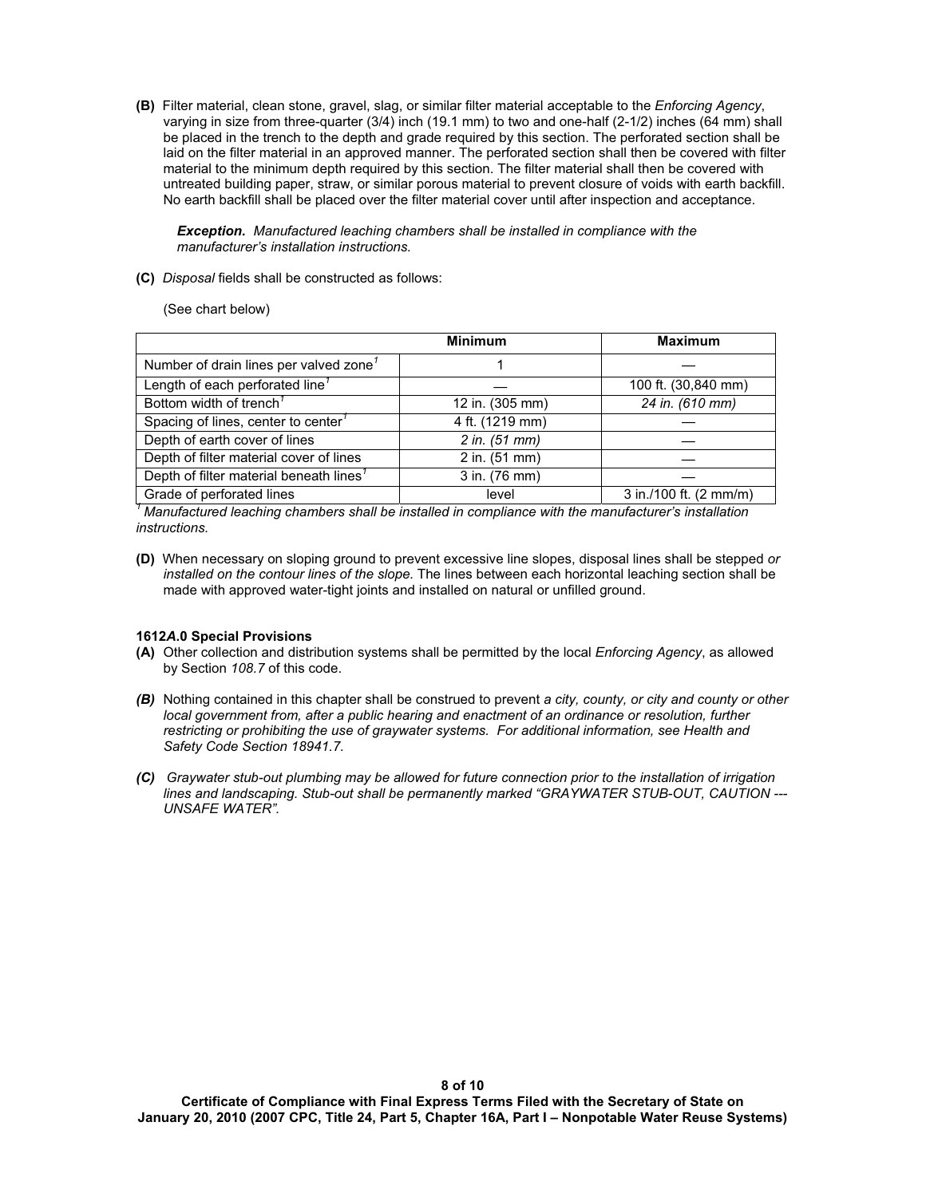**(B)** Filter material, clean stone, gravel, slag, or similar filter material acceptable to the *Enforcing Agency*, varying in size from three-quarter (3/4) inch (19.1 mm) to two and one-half (2-1/2) inches (64 mm) shall be placed in the trench to the depth and grade required by this section. The perforated section shall be laid on the filter material in an approved manner. The perforated section shall then be covered with filter material to the minimum depth required by this section. The filter material shall then be covered with untreated building paper, straw, or similar porous material to prevent closure of voids with earth backfill. No earth backfill shall be placed over the filter material cover until after inspection and acceptance.

> ***Exception.*** *Manufactured leaching chambers shall be installed in compliance with the manufacturer's installation instructions.*

**(C)** *Disposal* fields shall be constructed as follows:

(See chart below)

| | Minimum | Maximum |
|---|---|---|
| Number of drain lines per valved zone[1] | 1 | — |
| Length of each perforated line[1] | — | 100 ft. (30,840 mm) |
| Bottom width of trench[1] | 12 in. (305 mm) | *24 in. (610 mm)* |
| Spacing of lines, center to center[1] | 4 ft. (1219 mm) | — |
| Depth of earth cover of lines | *2 in. (51 mm)* | — |
| Depth of filter material cover of lines | 2 in. (51 mm) | — |
| Depth of filter material beneath lines[1] | 3 in. (76 mm) | — |
| Grade of perforated lines | level | 3 in./100 ft. (2 mm/m) |

*[1] Manufactured leaching chambers shall be installed in compliance with the manufacturer's installation instructions.*

**(D)** When necessary on sloping ground to prevent excessive line slopes, disposal lines shall be stepped *or installed on the contour lines of the slope.* The lines between each horizontal leaching section shall be made with approved water-tight joints and installed on natural or unfilled ground.

**1612*A*.0 Special Provisions**

**(A)** Other collection and distribution systems shall be permitted by the local *Enforcing Agency*, as allowed by Section *108.7* of this code.

***(B)*** Nothing contained in this chapter shall be construed to prevent *a city, county, or city and county or other local government from, after a public hearing and enactment of an ordinance or resolution, further restricting or prohibiting the use of graywater systems. For additional information, see Health and Safety Code Section 18941.7.*

***(C)*** *Graywater stub-out plumbing may be allowed for future connection prior to the installation of irrigation lines and landscaping. Stub-out shall be permanently marked "GRAYWATER STUB-OUT, CAUTION --- UNSAFE WATER".*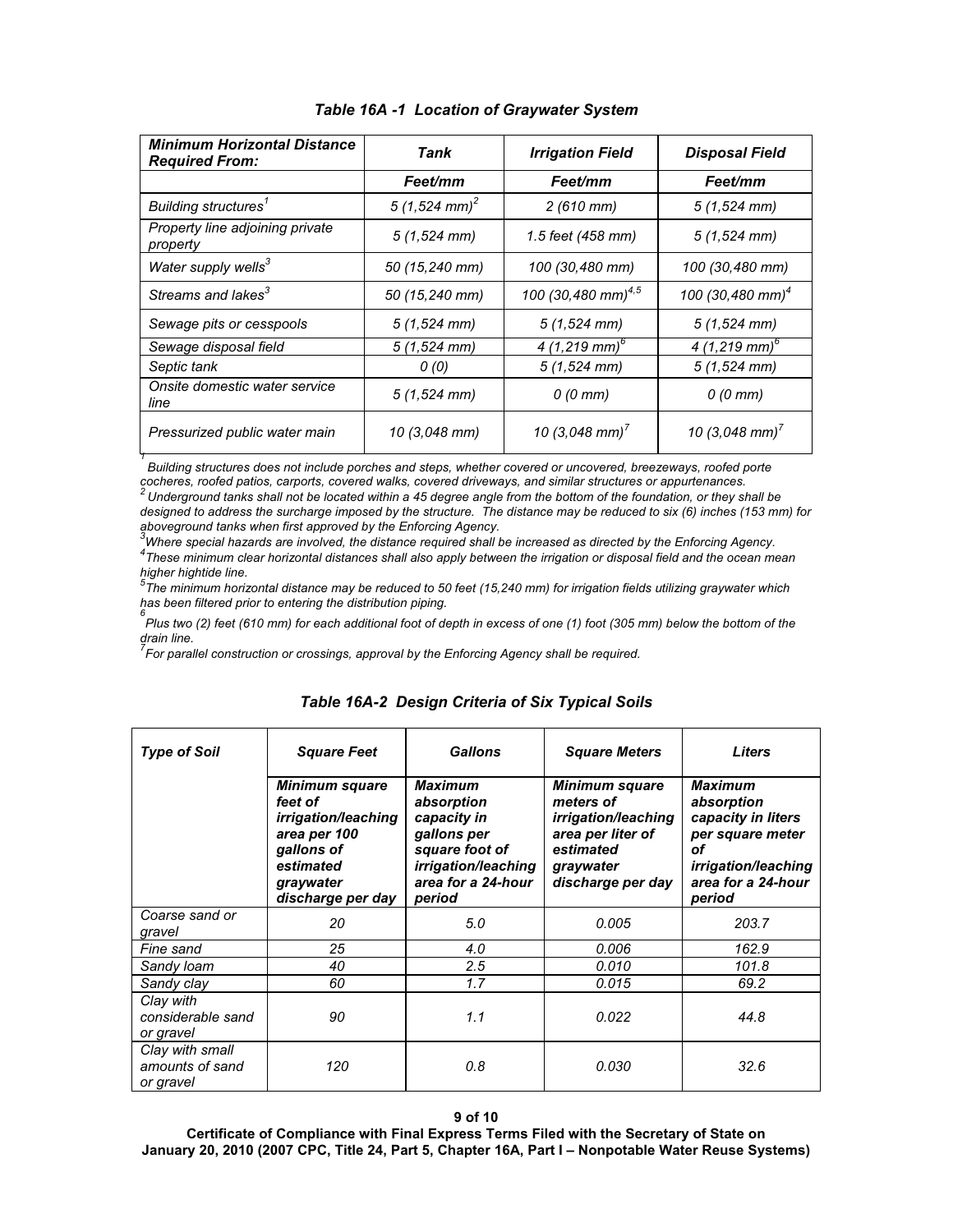### *Table 16A -1 Location of Graywater System*

| *Minimum Horizontal Distance Required From:* | *Tank* | *Irrigation Field* | *Disposal Field* |
|---|---|---|---|
| | *Feet/mm* | *Feet/mm* | *Feet/mm* |
| *Building structures[1]* | *5 (1,524 mm)[2]* | *2 (610 mm)* | *5 (1,524 mm)* |
| *Property line adjoining private property* | *5 (1,524 mm)* | *1.5 feet (458 mm)* | *5 (1,524 mm)* |
| *Water supply wells[3]* | *50 (15,240 mm)* | *100 (30,480 mm)* | *100 (30,480 mm)* |
| *Streams and lakes[3]* | *50 (15,240 mm)* | *100 (30,480 mm)[4,5]* | *100 (30,480 mm)[4]* |
| *Sewage pits or cesspools* | *5 (1,524 mm)* | *5 (1,524 mm)* | *5 (1,524 mm)* |
| *Sewage disposal field* | *5 (1,524 mm)* | *4 (1,219 mm)[6]* | *4 (1,219 mm)[6]* |
| *Septic tank* | *0 (0)* | *5 (1,524 mm)* | *5 (1,524 mm)* |
| *Onsite domestic water service line* | *5 (1,524 mm)* | *0 (0 mm)* | *0 (0 mm)* |
| *Pressurized public water main* | *10 (3,048 mm)* | *10 (3,048 mm)[7]* | *10 (3,048 mm)[7]* |

*[1] Building structures does not include porches and steps, whether covered or uncovered, breezeways, roofed porte cocheres, roofed patios, carports, covered walks, covered driveways, and similar structures or appurtenances.*
*[2] Underground tanks shall not be located within a 45 degree angle from the bottom of the foundation, or they shall be designed to address the surcharge imposed by the structure. The distance may be reduced to six (6) inches (153 mm) for aboveground tanks when first approved by the Enforcing Agency.*
*[3] Where special hazards are involved, the distance required shall be increased as directed by the Enforcing Agency.*
*[4] These minimum clear horizontal distances shall also apply between the irrigation or disposal field and the ocean mean higher hightide line.*
*[5] The minimum horizontal distance may be reduced to 50 feet (15,240 mm) for irrigation fields utilizing graywater which has been filtered prior to entering the distribution piping.*
*[6] Plus two (2) feet (610 mm) for each additional foot of depth in excess of one (1) foot (305 mm) below the bottom of the drain line.*
*[7] For parallel construction or crossings, approval by the Enforcing Agency shall be required.*

### *Table 16A-2 Design Criteria of Six Typical Soils*

| *Type of Soil* | *Square Feet* | *Gallons* | *Square Meters* | *Liters* |
|---|---|---|---|---|
| | ***Minimum square feet of irrigation/leaching area per 100 gallons of estimated graywater discharge per day*** | ***Maximum absorption capacity in gallons per square foot of irrigation/leaching area for a 24-hour period*** | ***Minimum square meters of irrigation/leaching area per liter of estimated graywater discharge per day*** | ***Maximum absorption capacity in liters per square meter of irrigation/leaching area for a 24-hour period*** |
| *Coarse sand or gravel* | *20* | *5.0* | *0.005* | *203.7* |
| *Fine sand* | *25* | *4.0* | *0.006* | *162.9* |
| *Sandy loam* | *40* | *2.5* | *0.010* | *101.8* |
| *Sandy clay* | *60* | *1.7* | *0.015* | *69.2* |
| *Clay with considerable sand or gravel* | *90* | *1.1* | *0.022* | *44.8* |
| *Clay with small amounts of sand or gravel* | *120* | *0.8* | *0.030* | *32.6* |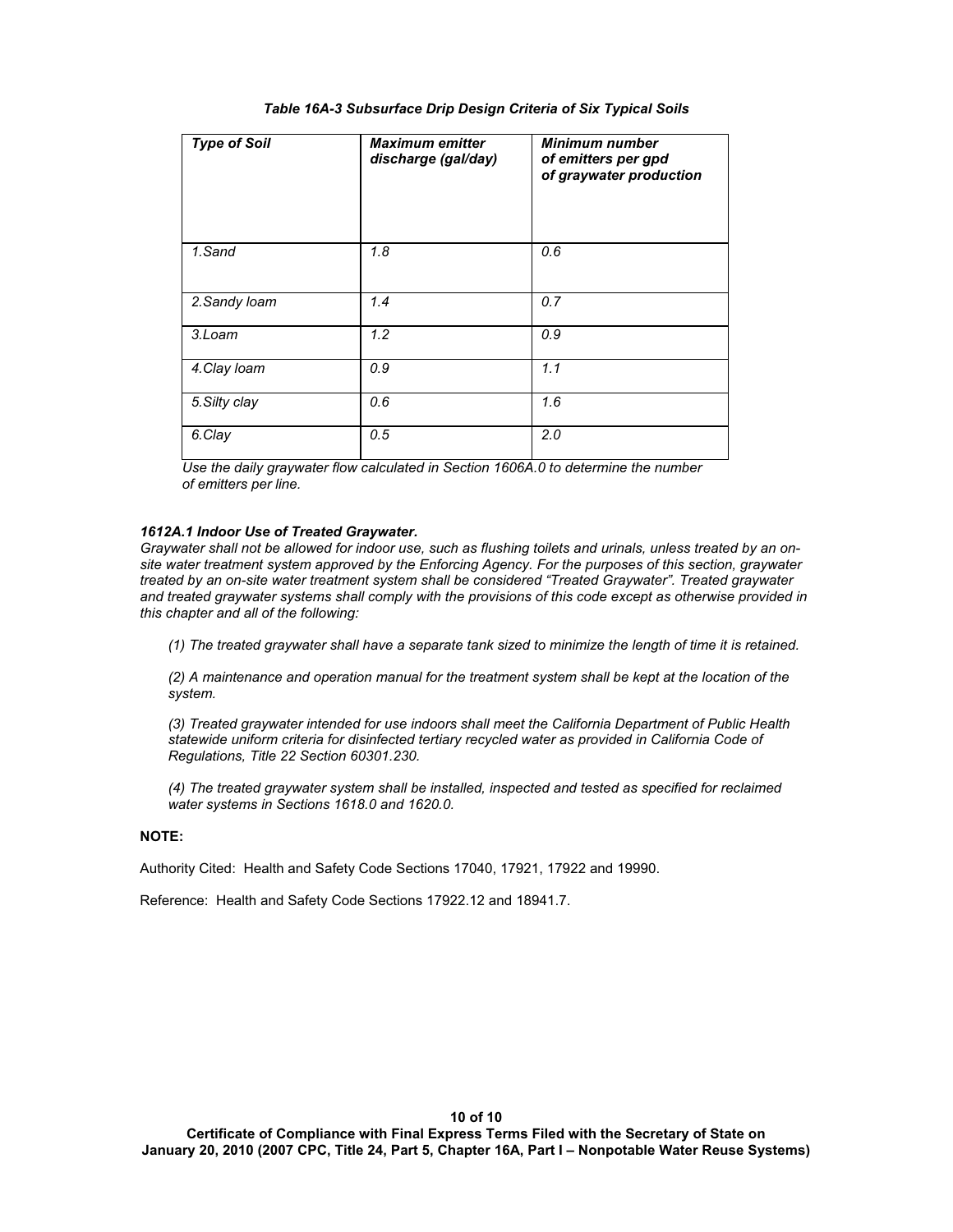*Table 16A-3 Subsurface Drip Design Criteria of Six Typical Soils*

| *Type of Soil* | *Maximum emitter discharge (gal/day)* | *Minimum number of emitters per gpd of graywater production* |
|---|---|---|
| *1.Sand* | *1.8* | *0.6* |
| *2.Sandy loam* | *1.4* | *0.7* |
| *3.Loam* | *1.2* | *0.9* |
| *4.Clay loam* | *0.9* | *1.1* |
| *5.Silty clay* | *0.6* | *1.6* |
| *6.Clay* | *0.5* | *2.0* |

*Use the daily graywater flow calculated in Section 1606A.0 to determine the number of emitters per line.*

***1612A.1 Indoor Use of Treated Graywater.***

*Graywater shall not be allowed for indoor use, such as flushing toilets and urinals, unless treated by an on-site water treatment system approved by the Enforcing Agency. For the purposes of this section, graywater treated by an on-site water treatment system shall be considered "Treated Graywater". Treated graywater and treated graywater systems shall comply with the provisions of this code except as otherwise provided in this chapter and all of the following:*

*(1) The treated graywater shall have a separate tank sized to minimize the length of time it is retained.*

*(2) A maintenance and operation manual for the treatment system shall be kept at the location of the system.*

*(3) Treated graywater intended for use indoors shall meet the California Department of Public Health statewide uniform criteria for disinfected tertiary recycled water as provided in California Code of Regulations, Title 22 Section 60301.230.*

*(4) The treated graywater system shall be installed, inspected and tested as specified for reclaimed water systems in Sections 1618.0 and 1620.0.*

**NOTE:**

Authority Cited: Health and Safety Code Sections 17040, 17921, 17922 and 19990.

Reference: Health and Safety Code Sections 17922.12 and 18941.7.